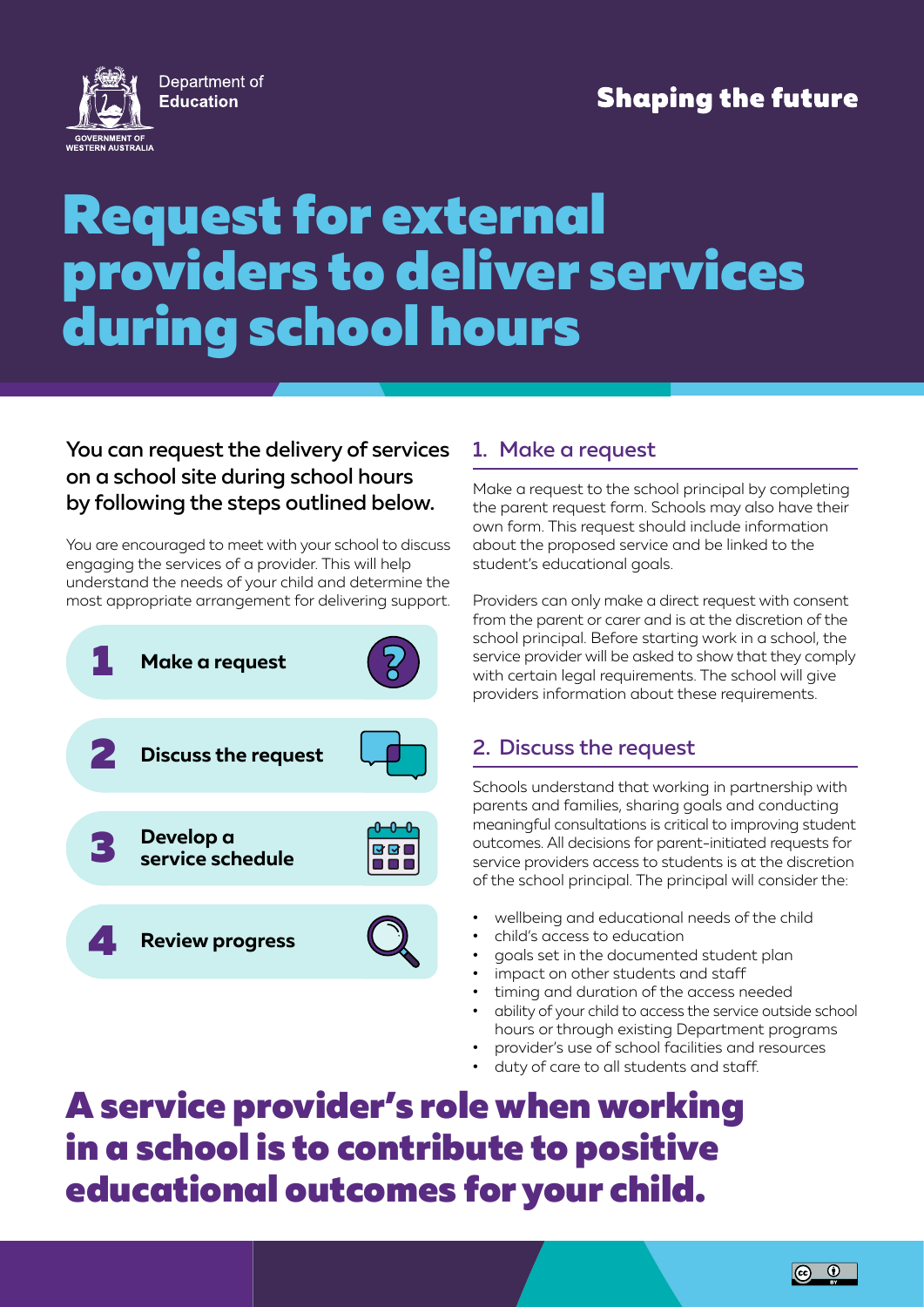Department of Education

GOVERNMENT OF WESTERN AUSTRALIA

Shaping the future

# Request for external providers to deliver services during school hours

**You can request the delivery of services on a school site during school hours by following the steps outlined below.**

You are encouraged to meet with your school to discuss engaging the services of a provider. This will help understand the needs of your child and determine the most appropriate arrangement for delivering support.

1. **Make a request**
2. **Discuss the request**
3. **Develop a service schedule**
4. **Review progress**

## 1. Make a request

Make a request to the school principal by completing the parent request form. Schools may also have their own form. This request should include information about the proposed service and be linked to the student's educational goals.

Providers can only make a direct request with consent from the parent or carer and is at the discretion of the school principal. Before starting work in a school, the service provider will be asked to show that they comply with certain legal requirements. The school will give providers information about these requirements.

## 2. Discuss the request

Schools understand that working in partnership with parents and families, sharing goals and conducting meaningful consultations is critical to improving student outcomes. All decisions for parent-initiated requests for service providers access to students is at the discretion of the school principal. The principal will consider the:

- wellbeing and educational needs of the child
- child's access to education
- goals set in the documented student plan
- impact on other students and staff
- timing and duration of the access needed
- ability of your child to access the service outside school hours or through existing Department programs
- provider's use of school facilities and resources
- duty of care to all students and staff.

**A service provider's role when working in a school is to contribute to positive educational outcomes for your child.**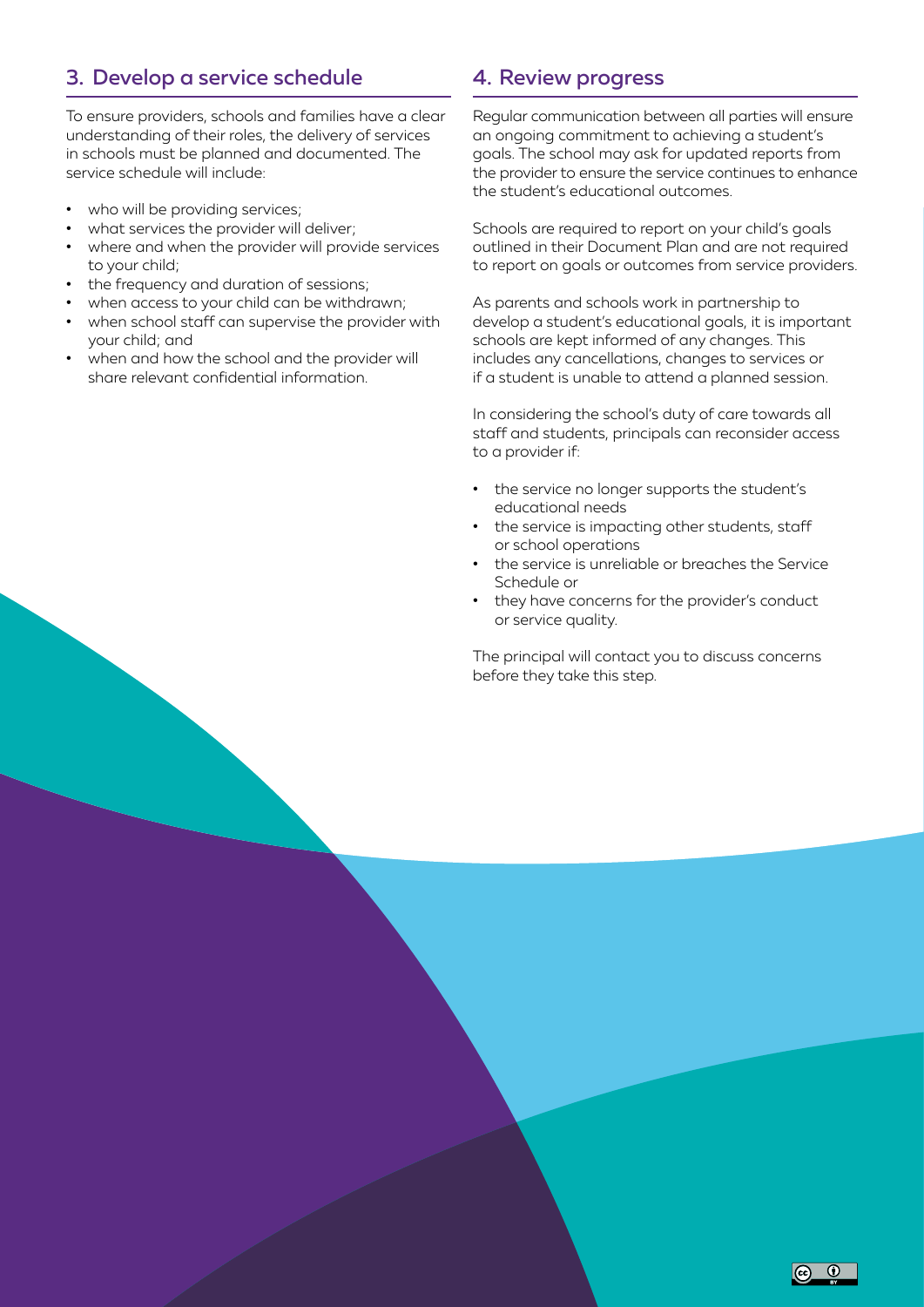## 3. Develop a service schedule

To ensure providers, schools and families have a clear understanding of their roles, the delivery of services in schools must be planned and documented. The service schedule will include:

- who will be providing services;
- what services the provider will deliver;
- where and when the provider will provide services to your child;
- the frequency and duration of sessions;
- when access to your child can be withdrawn;
- when school staff can supervise the provider with your child; and
- when and how the school and the provider will share relevant confidential information.

## 4. Review progress

Regular communication between all parties will ensure an ongoing commitment to achieving a student's goals. The school may ask for updated reports from the provider to ensure the service continues to enhance the student's educational outcomes.

Schools are required to report on your child's goals outlined in their Document Plan and are not required to report on goals or outcomes from service providers.

As parents and schools work in partnership to develop a student's educational goals, it is important schools are kept informed of any changes. This includes any cancellations, changes to services or if a student is unable to attend a planned session.

In considering the school's duty of care towards all staff and students, principals can reconsider access to a provider if:

- the service no longer supports the student's educational needs
- the service is impacting other students, staff or school operations
- the service is unreliable or breaches the Service Schedule or
- they have concerns for the provider's conduct or service quality.

The principal will contact you to discuss concerns before they take this step.